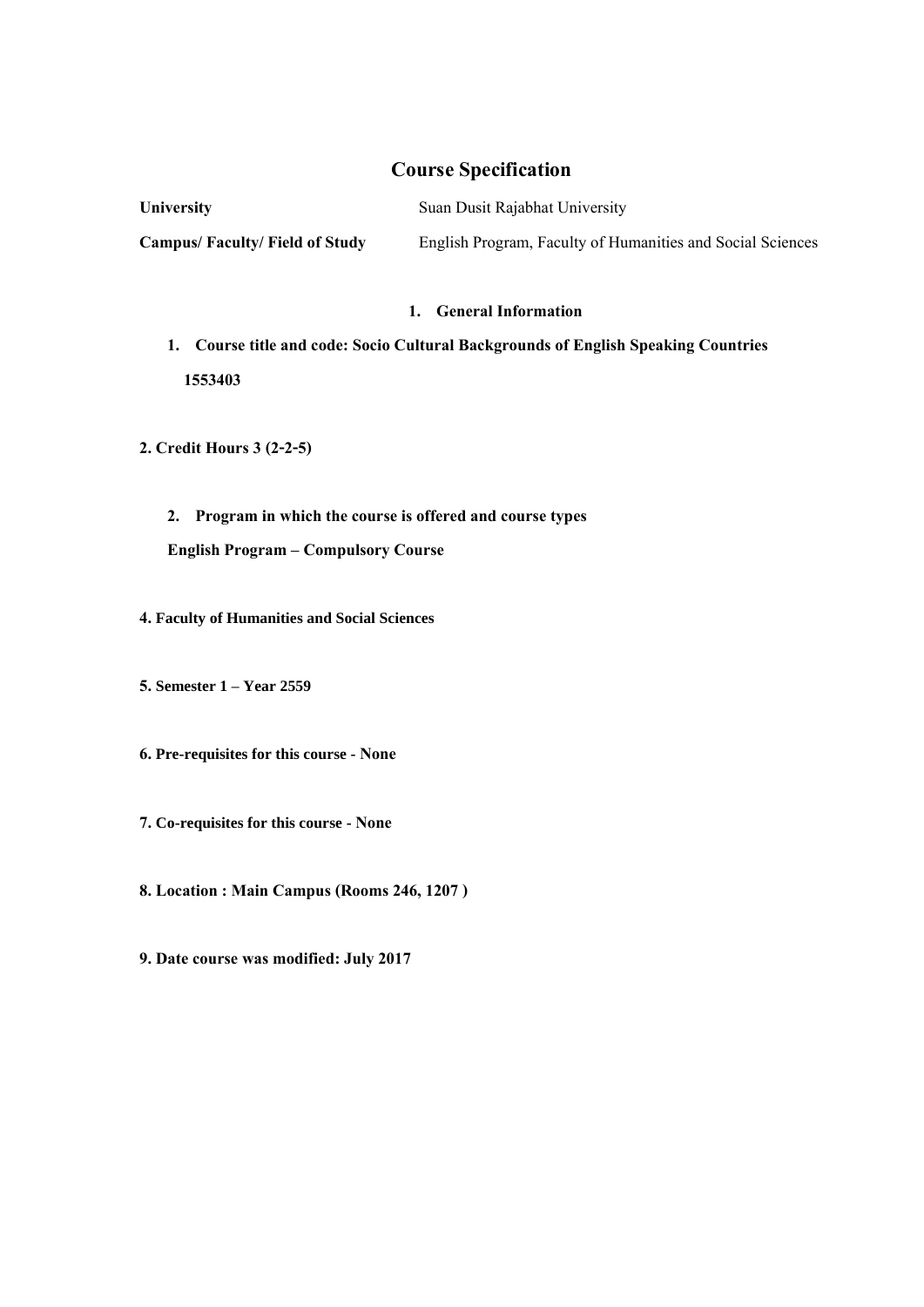# Course Specification

| | |
|---|---|
| **University** | Suan Dusit Rajabhat University |
| **Campus/ Faculty/ Field of Study** | English Program, Faculty of Humanities and Social Sciences |

## 1. General Information

1. **Course title and code: Socio Cultural Backgrounds of English Speaking Countries 1553403**

**2. Credit Hours 3 (2-2-5)**

2. **Program in which the course is offered and course types**

   **English Program – Compulsory Course**

**4. Faculty of Humanities and Social Sciences**

**5. Semester 1 – Year 2559**

**6. Pre-requisites for this course - None**

**7. Co-requisites for this course - None**

**8. Location : Main Campus (Rooms 246, 1207 )**

**9. Date course was modified: July 2017**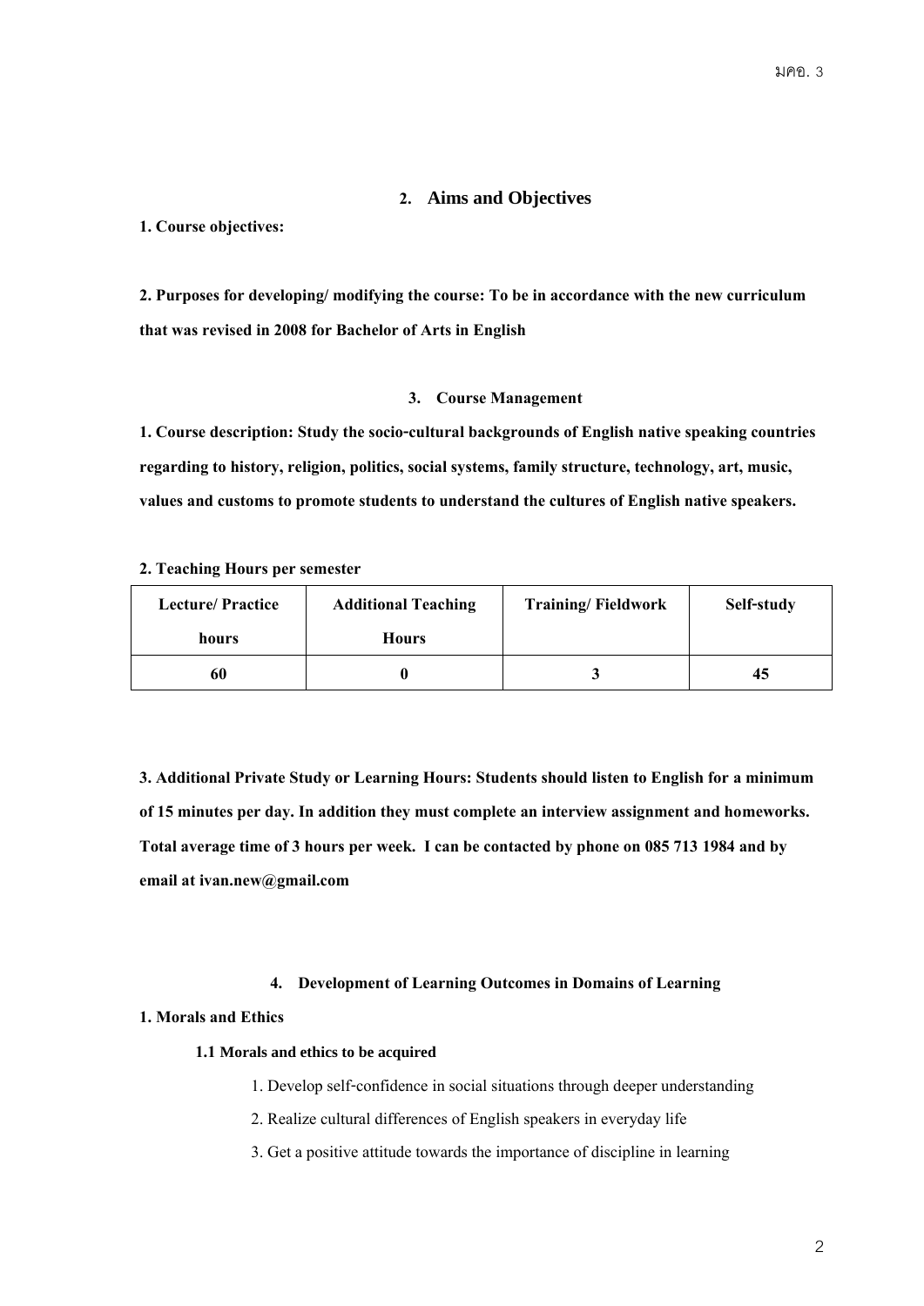## 2. Aims and Objectives

**1. Course objectives:**

**2. Purposes for developing/ modifying the course: To be in accordance with the new curriculum that was revised in 2008 for Bachelor of Arts in English**

## 3. Course Management

**1. Course description: Study the socio-cultural backgrounds of English native speaking countries regarding to history, religion, politics, social systems, family structure, technology, art, music, values and customs to promote students to understand the cultures of English native speakers.**

**2. Teaching Hours per semester**

| Lecture/ Practice hours | Additional Teaching Hours | Training/ Fieldwork | Self-study |
|---|---|---|---|
| 60 | 0 | 3 | 45 |

**3. Additional Private Study or Learning Hours: Students should listen to English for a minimum of 15 minutes per day. In addition they must complete an interview assignment and homeworks. Total average time of 3 hours per week. I can be contacted by phone on 085 713 1984 and by email at ivan.new@gmail.com**

## 4. Development of Learning Outcomes in Domains of Learning

**1. Morals and Ethics**

**1.1 Morals and ethics to be acquired**

1. Develop self-confidence in social situations through deeper understanding
2. Realize cultural differences of English speakers in everyday life
3. Get a positive attitude towards the importance of discipline in learning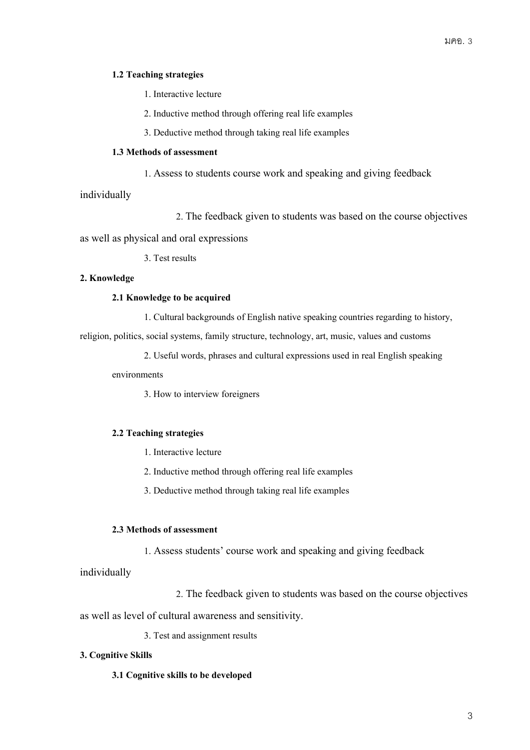**1.2 Teaching strategies**

1. Interactive lecture
2. Inductive method through offering real life examples
3. Deductive method through taking real life examples

**1.3 Methods of assessment**

1. Assess to students course work and speaking and giving feedback individually
2. The feedback given to students was based on the course objectives as well as physical and oral expressions
3. Test results

**2. Knowledge**

**2.1 Knowledge to be acquired**

1. Cultural backgrounds of English native speaking countries regarding to history, religion, politics, social systems, family structure, technology, art, music, values and customs
2. Useful words, phrases and cultural expressions used in real English speaking environments
3. How to interview foreigners

**2.2 Teaching strategies**

1. Interactive lecture
2. Inductive method through offering real life examples
3. Deductive method through taking real life examples

**2.3 Methods of assessment**

1. Assess students' course work and speaking and giving feedback individually
2. The feedback given to students was based on the course objectives as well as level of cultural awareness and sensitivity.
3. Test and assignment results

**3. Cognitive Skills**

**3.1 Cognitive skills to be developed**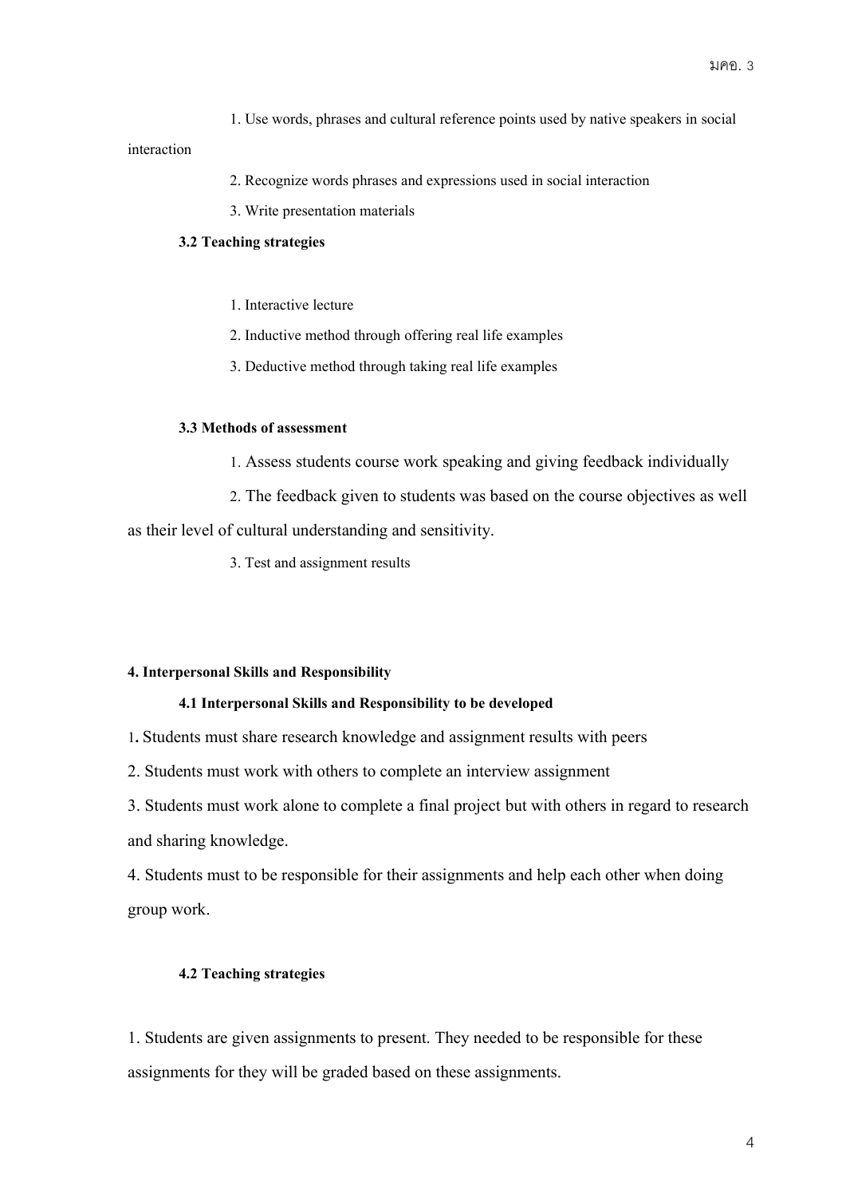1. Use words, phrases and cultural reference points used by native speakers in social interaction

2. Recognize words phrases and expressions used in social interaction

3. Write presentation materials

**3.2 Teaching strategies**

1. Interactive lecture

2. Inductive method through offering real life examples

3. Deductive method through taking real life examples

**3.3 Methods of assessment**

1. Assess students course work speaking and giving feedback individually

2. The feedback given to students was based on the course objectives as well as their level of cultural understanding and sensitivity.

3. Test and assignment results

**4. Interpersonal Skills and Responsibility**

**4.1 Interpersonal Skills and Responsibility to be developed**

1. Students must share research knowledge and assignment results with peers

2. Students must work with others to complete an interview assignment

3. Students must work alone to complete a final project but with others in regard to research and sharing knowledge.

4. Students must to be responsible for their assignments and help each other when doing group work.

**4.2 Teaching strategies**

1. Students are given assignments to present. They needed to be responsible for these assignments for they will be graded based on these assignments.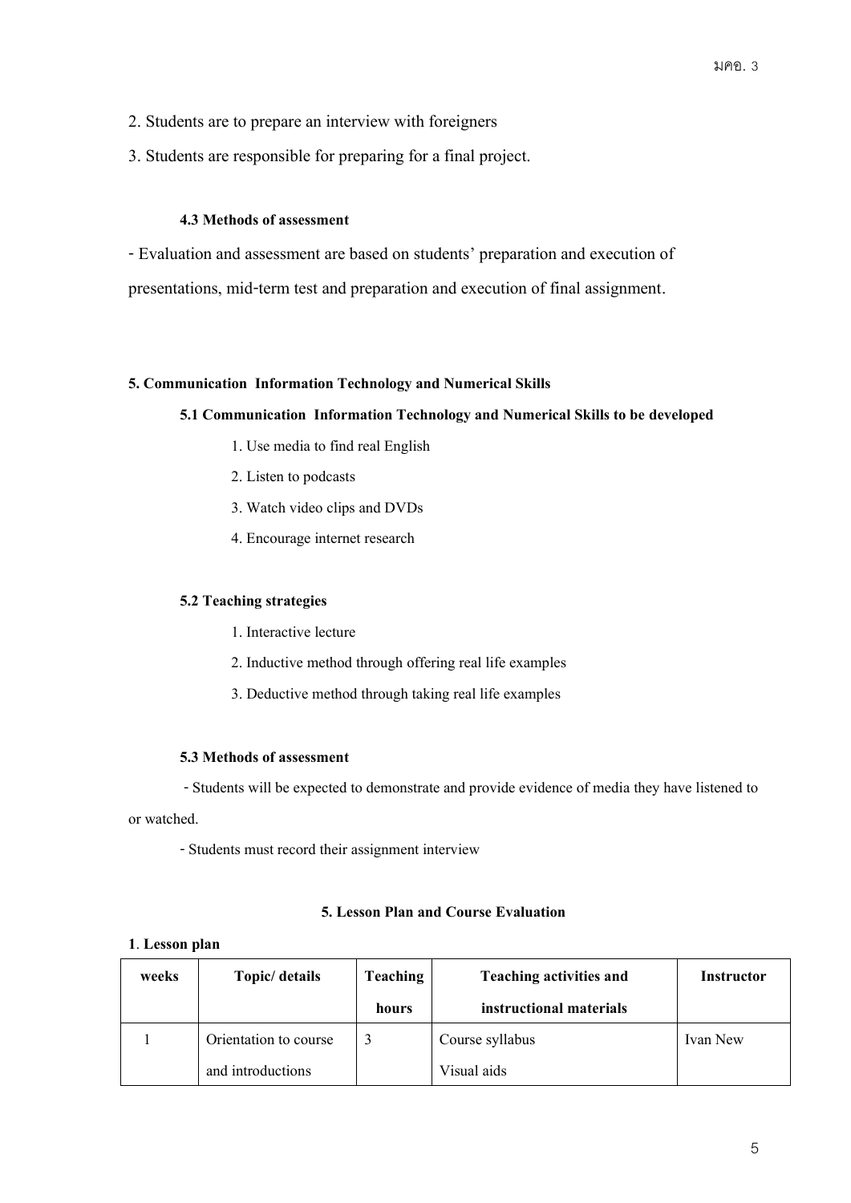2. Students are to prepare an interview with foreigners

3. Students are responsible for preparing for a final project.

**4.3 Methods of assessment**

- Evaluation and assessment are based on students' preparation and execution of presentations, mid-term test and preparation and execution of final assignment.

**5. Communication Information Technology and Numerical Skills**

**5.1 Communication Information Technology and Numerical Skills to be developed**

1. Use media to find real English
2. Listen to podcasts
3. Watch video clips and DVDs
4. Encourage internet research

**5.2 Teaching strategies**

1. Interactive lecture
2. Inductive method through offering real life examples
3. Deductive method through taking real life examples

**5.3 Methods of assessment**

- Students will be expected to demonstrate and provide evidence of media they have listened to or watched.

- Students must record their assignment interview

**5. Lesson Plan and Course Evaluation**

**1. Lesson plan**

| weeks | Topic/ details | Teaching hours | Teaching activities and instructional materials | Instructor |
|---|---|---|---|---|
| 1 | Orientation to course and introductions | 3 | Course syllabus<br>Visual aids | Ivan New |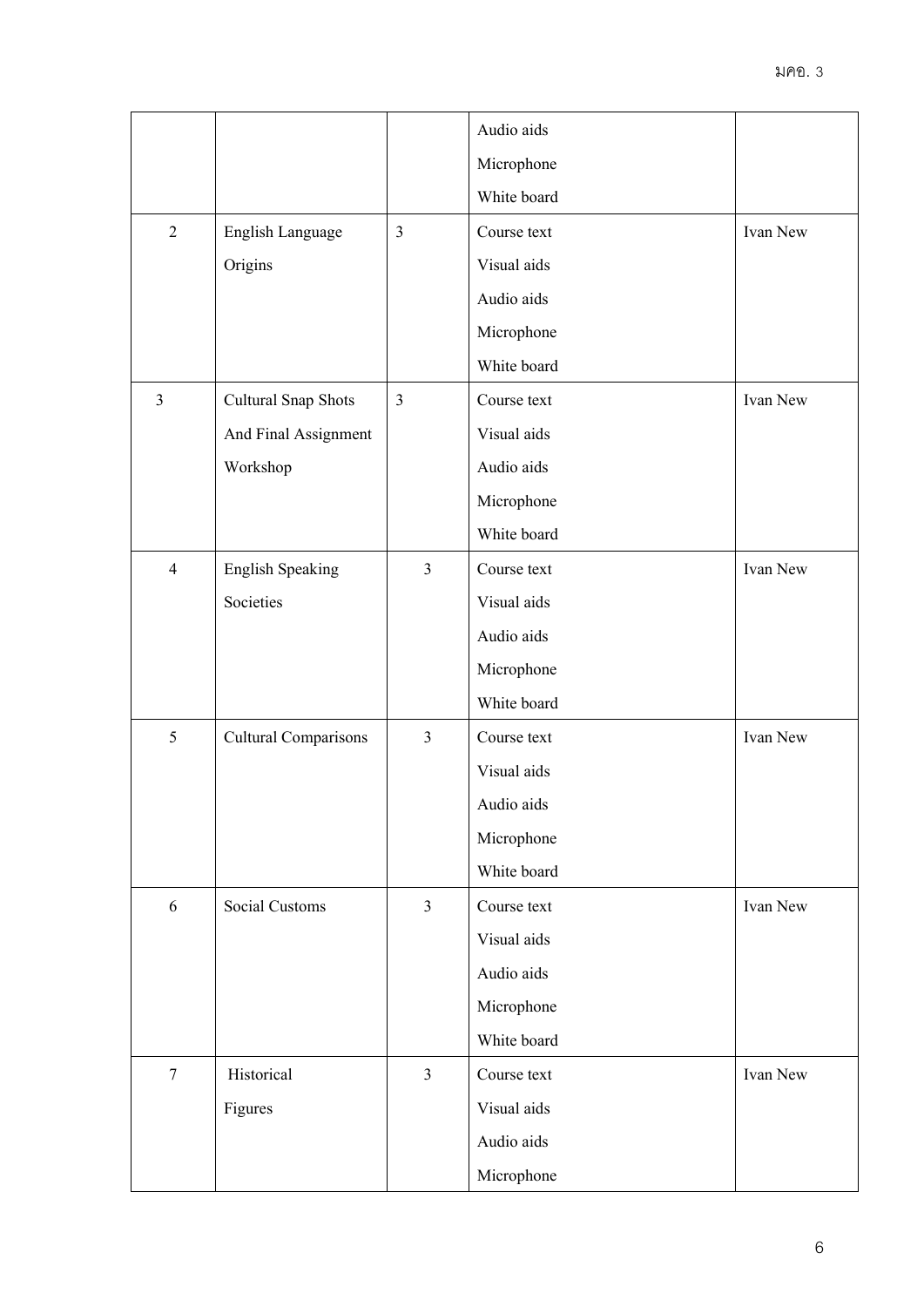| | | | Audio aids<br>Microphone<br>White board | |
|---|---|---|---|---|
| 2 | English Language Origins | 3 | Course text<br>Visual aids<br>Audio aids<br>Microphone<br>White board | Ivan New |
| 3 | Cultural Snap Shots And Final Assignment Workshop | 3 | Course text<br>Visual aids<br>Audio aids<br>Microphone<br>White board | Ivan New |
| 4 | English Speaking Societies | 3 | Course text<br>Visual aids<br>Audio aids<br>Microphone<br>White board | Ivan New |
| 5 | Cultural Comparisons | 3 | Course text<br>Visual aids<br>Audio aids<br>Microphone<br>White board | Ivan New |
| 6 | Social Customs | 3 | Course text<br>Visual aids<br>Audio aids<br>Microphone<br>White board | Ivan New |
| 7 | Historical Figures | 3 | Course text<br>Visual aids<br>Audio aids<br>Microphone | Ivan New |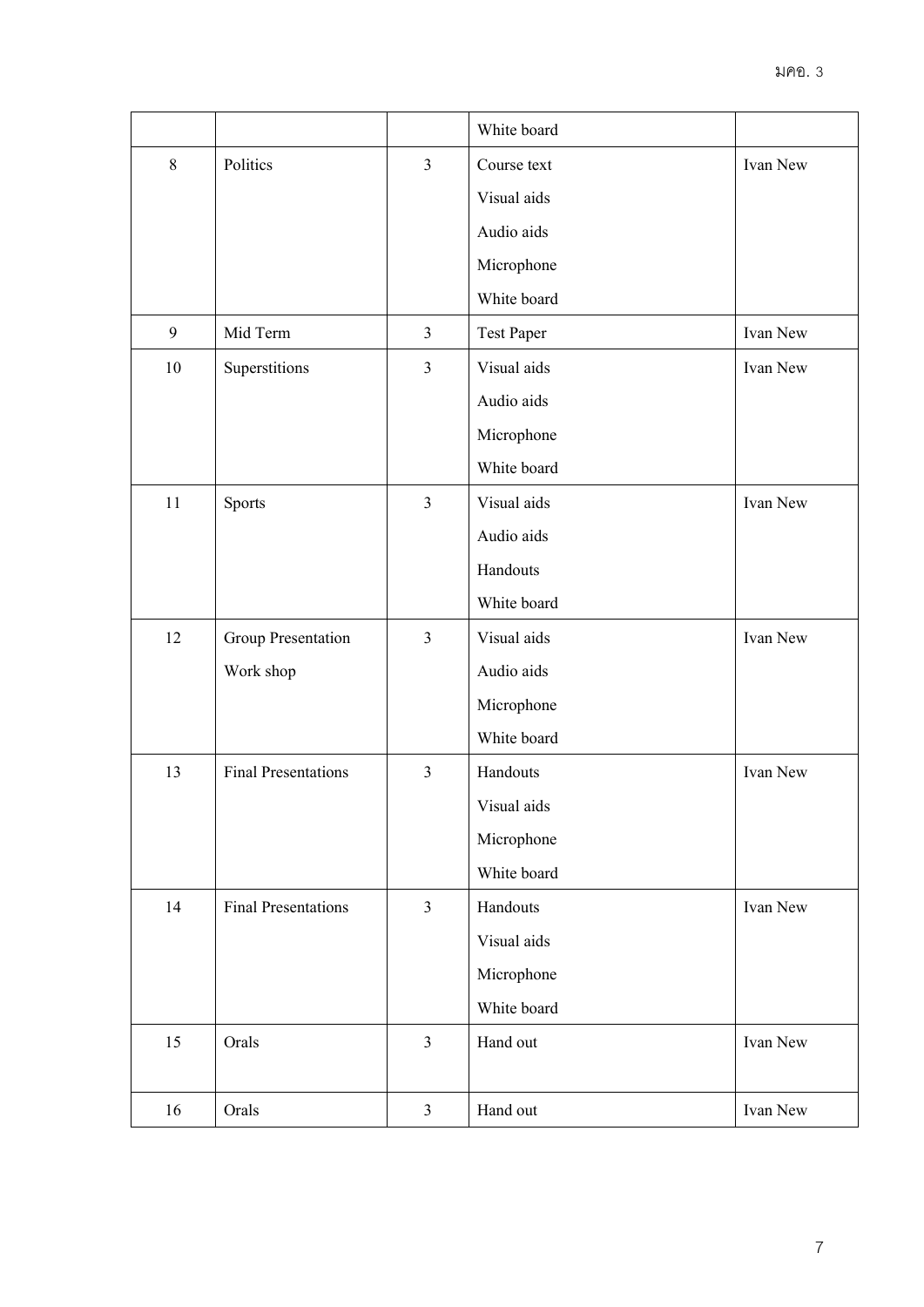| | | | | |
|---|---|---|---|---|
| | | | White board | |
| 8 | Politics | 3 | Course text<br>Visual aids<br>Audio aids<br>Microphone<br>White board | Ivan New |
| 9 | Mid Term | 3 | Test Paper | Ivan New |
| 10 | Superstitions | 3 | Visual aids<br>Audio aids<br>Microphone<br>White board | Ivan New |
| 11 | Sports | 3 | Visual aids<br>Audio aids<br>Handouts<br>White board | Ivan New |
| 12 | Group Presentation<br>Work shop | 3 | Visual aids<br>Audio aids<br>Microphone<br>White board | Ivan New |
| 13 | Final Presentations | 3 | Handouts<br>Visual aids<br>Microphone<br>White board | Ivan New |
| 14 | Final Presentations | 3 | Handouts<br>Visual aids<br>Microphone<br>White board | Ivan New |
| 15 | Orals | 3 | Hand out | Ivan New |
| 16 | Orals | 3 | Hand out | Ivan New |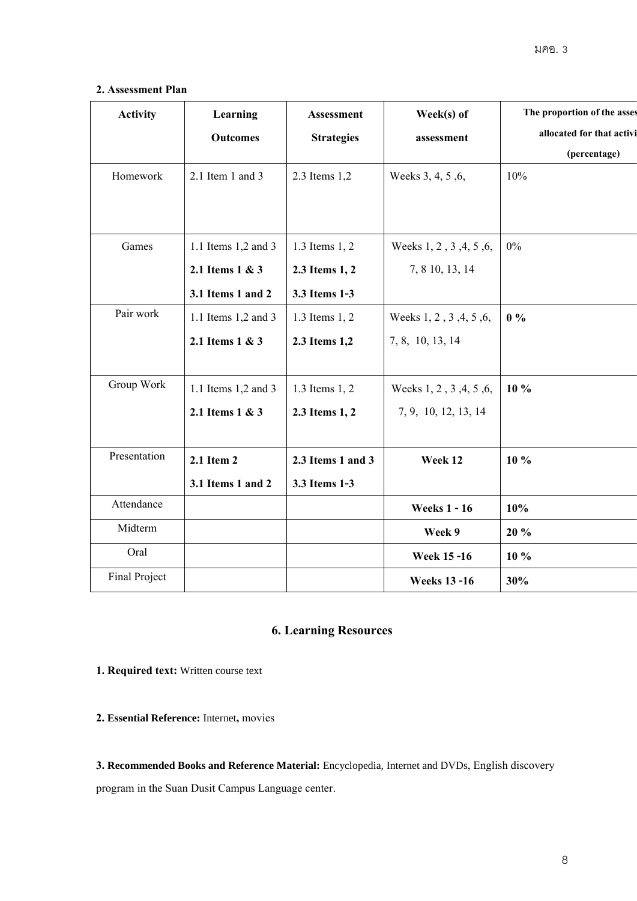**2. Assessment Plan**

| Activity | Learning Outcomes | Assessment Strategies | Week(s) of assessment | The proportion of the asses allocated for that activi (percentage) |
|---|---|---|---|---|
| Homework | 2.1 Item 1 and 3 | 2.3 Items 1,2 | Weeks 3, 4, 5 ,6, | 10% |
| Games | 1.1 Items 1,2 and 3 **2.1 Items 1 & 3** **3.1 Items 1 and 2** | 1.3 Items 1, 2 **2.3 Items 1, 2** **3.3 Items 1-3** | Weeks 1, 2 , 3 ,4, 5 ,6, 7, 8 10, 13, 14 | 0% |
| Pair work | 1.1 Items 1,2 and 3 **2.1 Items 1 & 3** | 1.3 Items 1, 2 **2.3 Items 1,2** | Weeks 1, 2 , 3 ,4, 5 ,6, 7, 8, 10, 13, 14 | **0 %** |
| Group Work | 1.1 Items 1,2 and 3 **2.1 Items 1 & 3** | 1.3 Items 1, 2 **2.3 Items 1, 2** | Weeks 1, 2 , 3 ,4, 5 ,6, 7, 9, 10, 12, 13, 14 | **10 %** |
| Presentation | **2.1 Item 2** **3.1 Items 1 and 2** | **2.3 Items 1 and 3** **3.3 Items 1-3** | **Week 12** | **10 %** |
| Attendance | | | **Weeks 1 - 16** | **10%** |
| Midterm | | | **Week 9** | **20 %** |
| Oral | | | **Week 15 -16** | **10 %** |
| Final Project | | | **Weeks 13 -16** | **30%** |

## 6. Learning Resources

**1. Required text:** Written course text

**2. Essential Reference:** Internet**,** movies

**3. Recommended Books and Reference Material:** Encyclopedia, Internet and DVDs, English discovery program in the Suan Dusit Campus Language center.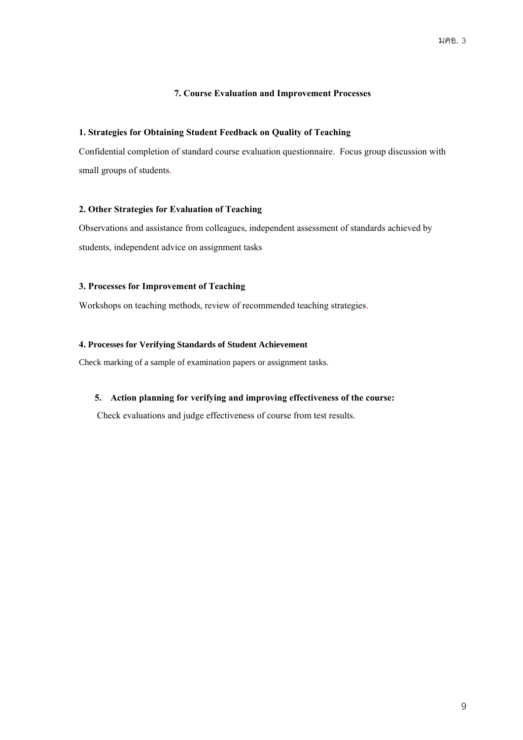## 7. Course Evaluation and Improvement Processes

### 1. Strategies for Obtaining Student Feedback on Quality of Teaching

Confidential completion of standard course evaluation questionnaire.  Focus group discussion with small groups of students.

### 2. Other Strategies for Evaluation of Teaching

Observations and assistance from colleagues, independent assessment of standards achieved by students, independent advice on assignment tasks

### 3. Processes for Improvement of Teaching

Workshops on teaching methods, review of recommended teaching strategies.

### 4. Processes for Verifying Standards of Student Achievement

Check marking of a sample of examination papers or assignment tasks.

### 5. Action planning for verifying and improving effectiveness of the course:

Check evaluations and judge effectiveness of course from test results.